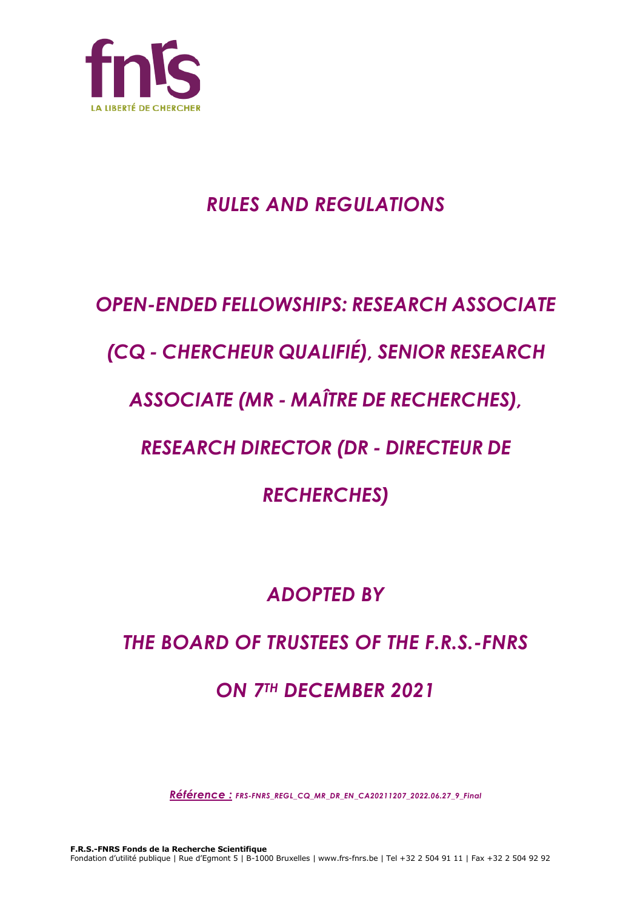fnrs

LA LIBERTÉ DE CHERCHER

# *RULES AND REGULATIONS*

# *OPEN-ENDED FELLOWSHIPS: RESEARCH ASSOCIATE (CQ - CHERCHEUR QUALIFIÉ), SENIOR RESEARCH ASSOCIATE (MR - MAÎTRE DE RECHERCHES), RESEARCH DIRECTOR (DR - DIRECTEUR DE RECHERCHES)*

## *ADOPTED BY*

## *THE BOARD OF TRUSTEES OF THE F.R.S.-FNRS*

## *ON 7TH DECEMBER 2021*

*Référence : FRS-FNRS_REGL_CQ_MR_DR_EN_CA20211207_2022.06.27_9_Final*

**F.R.S.-FNRS Fonds de la Recherche Scientifique**
Fondation d'utilité publique | Rue d'Egmont 5 | B-1000 Bruxelles | www.frs-fnrs.be | Tel +32 2 504 91 11 | Fax +32 2 504 92 92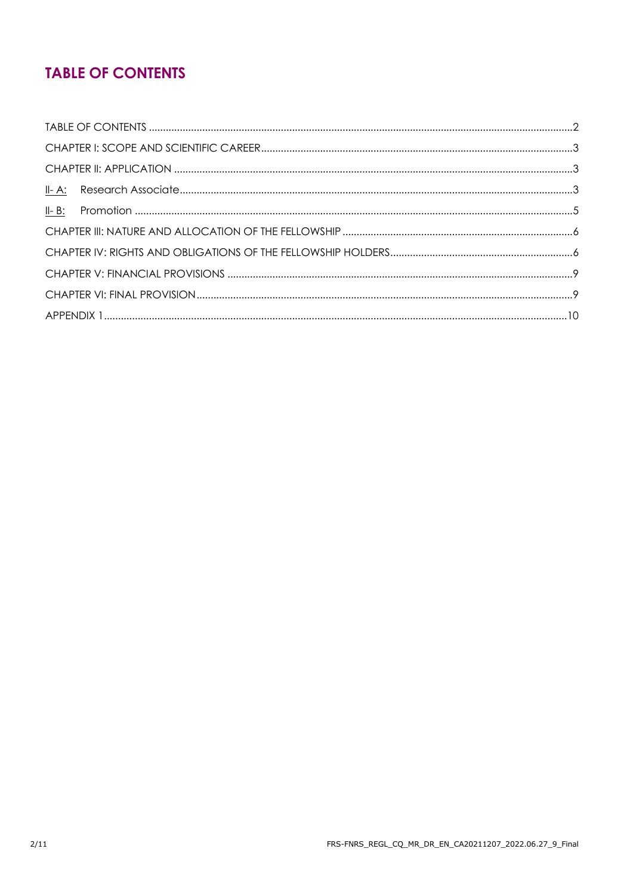# TABLE OF CONTENTS

TABLE OF CONTENTS ....................................................................................................................................2

CHAPTER I: SCOPE AND SCIENTIFIC CAREER............................................................................................3

CHAPTER II: APPLICATION ...........................................................................................................................3

II- A: Research Associate.........................................................................................................................3

II- B: Promotion .........................................................................................................................................5

CHAPTER III: NATURE AND ALLOCATION OF THE FELLOWSHIP .................................................................6

CHAPTER IV: RIGHTS AND OBLIGATIONS OF THE FELLOWSHIP HOLDERS................................................6

CHAPTER V: FINANCIAL PROVISIONS .........................................................................................................9

CHAPTER VI: FINAL PROVISION....................................................................................................................9

APPENDIX 1..................................................................................................................................................10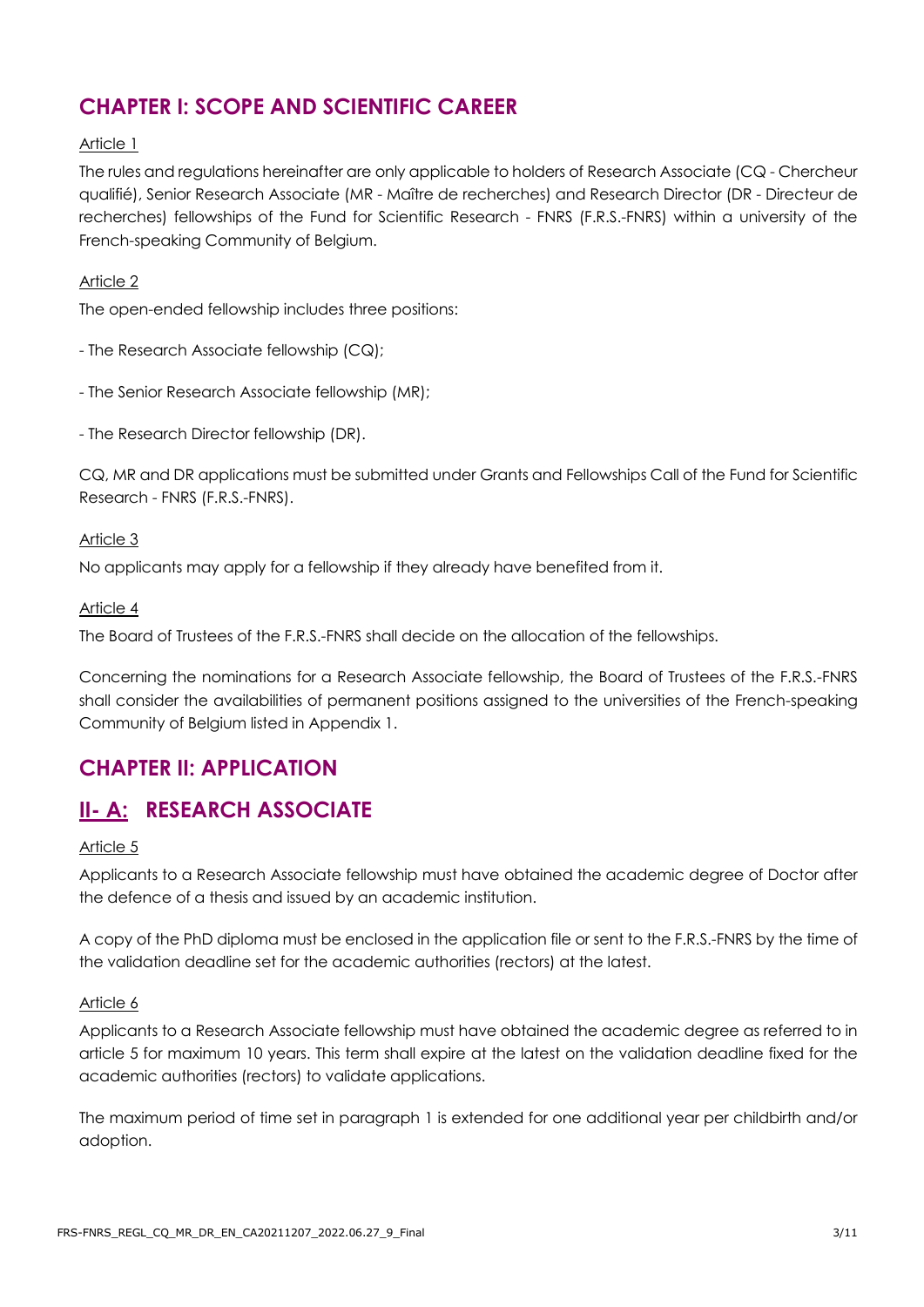## CHAPTER I: SCOPE AND SCIENTIFIC CAREER

Article 1

The rules and regulations hereinafter are only applicable to holders of Research Associate (CQ - Chercheur qualifié), Senior Research Associate (MR - Maître de recherches) and Research Director (DR - Directeur de recherches) fellowships of the Fund for Scientific Research - FNRS (F.R.S.-FNRS) within a university of the French-speaking Community of Belgium.

Article 2

The open-ended fellowship includes three positions:

- The Research Associate fellowship (CQ);

- The Senior Research Associate fellowship (MR);

- The Research Director fellowship (DR).

CQ, MR and DR applications must be submitted under Grants and Fellowships Call of the Fund for Scientific Research - FNRS (F.R.S.-FNRS).

Article 3

No applicants may apply for a fellowship if they already have benefited from it.

Article 4

The Board of Trustees of the F.R.S.-FNRS shall decide on the allocation of the fellowships.

Concerning the nominations for a Research Associate fellowship, the Board of Trustees of the F.R.S.-FNRS shall consider the availabilities of permanent positions assigned to the universities of the French-speaking Community of Belgium listed in Appendix 1.

## CHAPTER II: APPLICATION

## II- A: RESEARCH ASSOCIATE

Article 5

Applicants to a Research Associate fellowship must have obtained the academic degree of Doctor after the defence of a thesis and issued by an academic institution.

A copy of the PhD diploma must be enclosed in the application file or sent to the F.R.S.-FNRS by the time of the validation deadline set for the academic authorities (rectors) at the latest.

Article 6

Applicants to a Research Associate fellowship must have obtained the academic degree as referred to in article 5 for maximum 10 years. This term shall expire at the latest on the validation deadline fixed for the academic authorities (rectors) to validate applications.

The maximum period of time set in paragraph 1 is extended for one additional year per childbirth and/or adoption.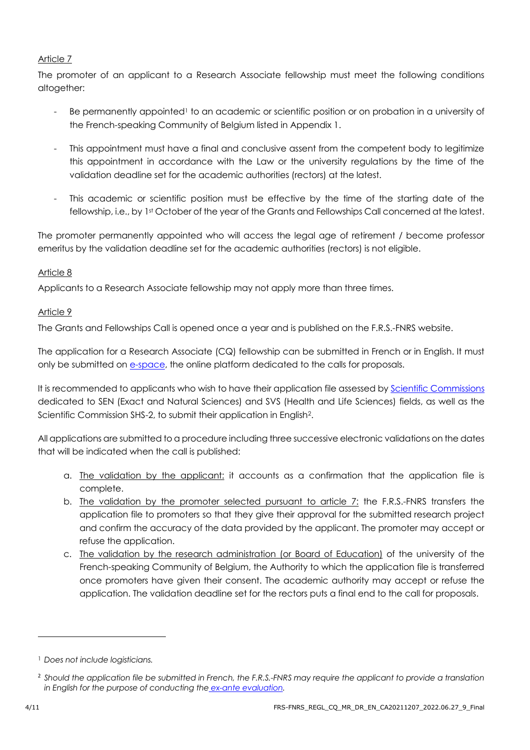Article 7

The promoter of an applicant to a Research Associate fellowship must meet the following conditions altogether:

- Be permanently appointed[1] to an academic or scientific position or on probation in a university of the French-speaking Community of Belgium listed in Appendix 1.
- This appointment must have a final and conclusive assent from the competent body to legitimize this appointment in accordance with the Law or the university regulations by the time of the validation deadline set for the academic authorities (rectors) at the latest.
- This academic or scientific position must be effective by the time of the starting date of the fellowship, i.e., by 1st October of the year of the Grants and Fellowships Call concerned at the latest.

The promoter permanently appointed who will access the legal age of retirement / become professor emeritus by the validation deadline set for the academic authorities (rectors) is not eligible.

Article 8

Applicants to a Research Associate fellowship may not apply more than three times.

Article 9

The Grants and Fellowships Call is opened once a year and is published on the F.R.S.-FNRS website.

The application for a Research Associate (CQ) fellowship can be submitted in French or in English. It must only be submitted on e-space, the online platform dedicated to the calls for proposals.

It is recommended to applicants who wish to have their application file assessed by Scientific Commissions dedicated to SEN (Exact and Natural Sciences) and SVS (Health and Life Sciences) fields, as well as the Scientific Commission SHS-2, to submit their application in English[2].

All applications are submitted to a procedure including three successive electronic validations on the dates that will be indicated when the call is published:

a. The validation by the applicant: it accounts as a confirmation that the application file is complete.
b. The validation by the promoter selected pursuant to article 7: the F.R.S.-FNRS transfers the application file to promoters so that they give their approval for the submitted research project and confirm the accuracy of the data provided by the applicant. The promoter may accept or refuse the application.
c. The validation by the research administration (or Board of Education) of the university of the French-speaking Community of Belgium, the Authority to which the application file is transferred once promoters have given their consent. The academic authority may accept or refuse the application. The validation deadline set for the rectors puts a final end to the call for proposals.

---

[1] *Does not include logisticians.*

[2] *Should the application file be submitted in French, the F.R.S.-FNRS may require the applicant to provide a translation in English for the purpose of conducting the ex-ante evaluation.*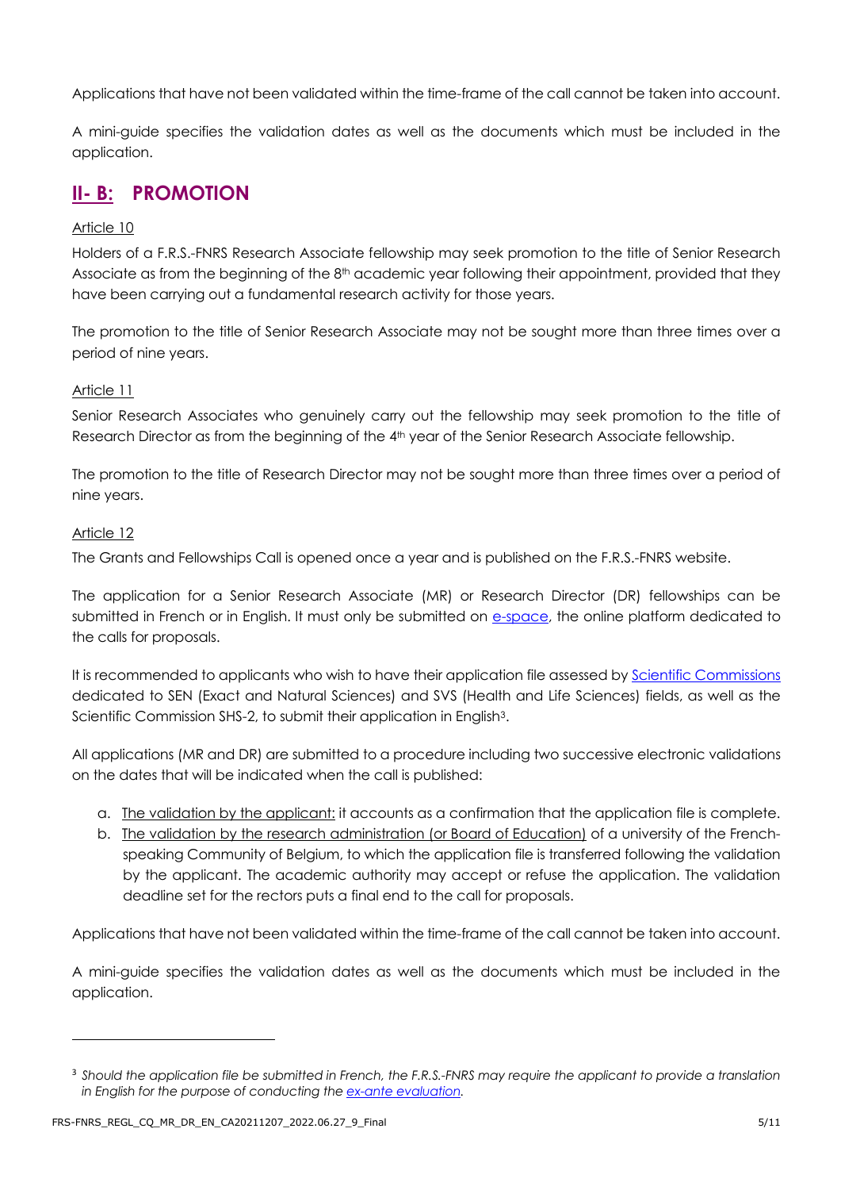Applications that have not been validated within the time-frame of the call cannot be taken into account.

A mini-guide specifies the validation dates as well as the documents which must be included in the application.

## II- B: PROMOTION

Article 10

Holders of a F.R.S.-FNRS Research Associate fellowship may seek promotion to the title of Senior Research Associate as from the beginning of the 8th academic year following their appointment, provided that they have been carrying out a fundamental research activity for those years.

The promotion to the title of Senior Research Associate may not be sought more than three times over a period of nine years.

Article 11

Senior Research Associates who genuinely carry out the fellowship may seek promotion to the title of Research Director as from the beginning of the 4th year of the Senior Research Associate fellowship.

The promotion to the title of Research Director may not be sought more than three times over a period of nine years.

Article 12

The Grants and Fellowships Call is opened once a year and is published on the F.R.S.-FNRS website.

The application for a Senior Research Associate (MR) or Research Director (DR) fellowships can be submitted in French or in English. It must only be submitted on e-space, the online platform dedicated to the calls for proposals.

It is recommended to applicants who wish to have their application file assessed by Scientific Commissions dedicated to SEN (Exact and Natural Sciences) and SVS (Health and Life Sciences) fields, as well as the Scientific Commission SHS-2, to submit their application in English[3].

All applications (MR and DR) are submitted to a procedure including two successive electronic validations on the dates that will be indicated when the call is published:

a. The validation by the applicant: it accounts as a confirmation that the application file is complete.
b. The validation by the research administration (or Board of Education) of a university of the French-speaking Community of Belgium, to which the application file is transferred following the validation by the applicant. The academic authority may accept or refuse the application. The validation deadline set for the rectors puts a final end to the call for proposals.

Applications that have not been validated within the time-frame of the call cannot be taken into account.

A mini-guide specifies the validation dates as well as the documents which must be included in the application.

---

[3] *Should the application file be submitted in French, the F.R.S.-FNRS may require the applicant to provide a translation in English for the purpose of conducting the ex-ante evaluation.*

FRS-FNRS_REGL_CQ_MR_DR_EN_CA20211207_2022.06.27_9_Final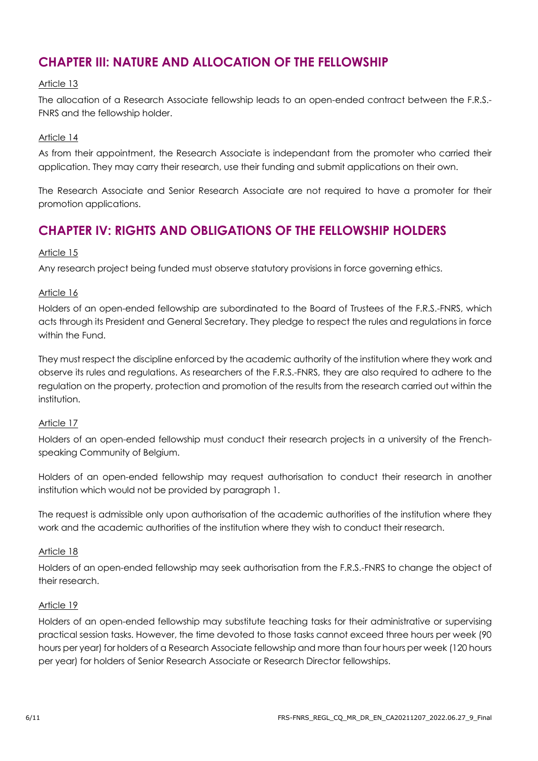## CHAPTER III: NATURE AND ALLOCATION OF THE FELLOWSHIP

Article 13

The allocation of a Research Associate fellowship leads to an open-ended contract between the F.R.S.-FNRS and the fellowship holder.

Article 14

As from their appointment, the Research Associate is independant from the promoter who carried their application. They may carry their research, use their funding and submit applications on their own.

The Research Associate and Senior Research Associate are not required to have a promoter for their promotion applications.

## CHAPTER IV: RIGHTS AND OBLIGATIONS OF THE FELLOWSHIP HOLDERS

Article 15

Any research project being funded must observe statutory provisions in force governing ethics.

Article 16

Holders of an open-ended fellowship are subordinated to the Board of Trustees of the F.R.S.-FNRS, which acts through its President and General Secretary. They pledge to respect the rules and regulations in force within the Fund.

They must respect the discipline enforced by the academic authority of the institution where they work and observe its rules and regulations. As researchers of the F.R.S.-FNRS, they are also required to adhere to the regulation on the property, protection and promotion of the results from the research carried out within the institution.

Article 17

Holders of an open-ended fellowship must conduct their research projects in a university of the French-speaking Community of Belgium.

Holders of an open-ended fellowship may request authorisation to conduct their research in another institution which would not be provided by paragraph 1.

The request is admissible only upon authorisation of the academic authorities of the institution where they work and the academic authorities of the institution where they wish to conduct their research.

Article 18

Holders of an open-ended fellowship may seek authorisation from the F.R.S.-FNRS to change the object of their research.

Article 19

Holders of an open-ended fellowship may substitute teaching tasks for their administrative or supervising practical session tasks. However, the time devoted to those tasks cannot exceed three hours per week (90 hours per year) for holders of a Research Associate fellowship and more than four hours per week (120 hours per year) for holders of Senior Research Associate or Research Director fellowships.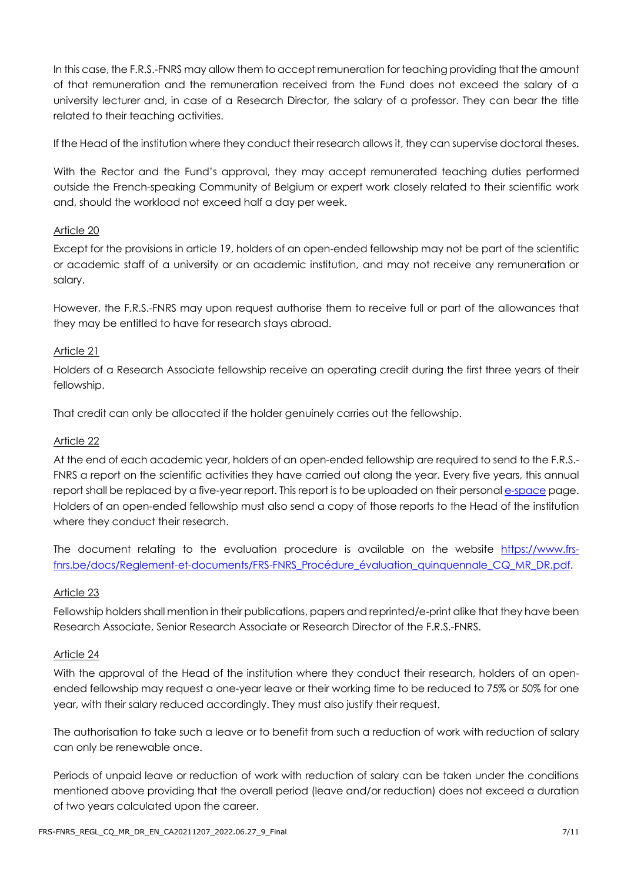In this case, the F.R.S.-FNRS may allow them to accept remuneration for teaching providing that the amount of that remuneration and the remuneration received from the Fund does not exceed the salary of a university lecturer and, in case of a Research Director, the salary of a professor. They can bear the title related to their teaching activities.

If the Head of the institution where they conduct their research allows it, they can supervise doctoral theses.

With the Rector and the Fund's approval, they may accept remunerated teaching duties performed outside the French-speaking Community of Belgium or expert work closely related to their scientific work and, should the workload not exceed half a day per week.

### Article 20

Except for the provisions in article 19, holders of an open-ended fellowship may not be part of the scientific or academic staff of a university or an academic institution, and may not receive any remuneration or salary.

However, the F.R.S.-FNRS may upon request authorise them to receive full or part of the allowances that they may be entitled to have for research stays abroad.

### Article 21

Holders of a Research Associate fellowship receive an operating credit during the first three years of their fellowship.

That credit can only be allocated if the holder genuinely carries out the fellowship.

### Article 22

At the end of each academic year, holders of an open-ended fellowship are required to send to the F.R.S.-FNRS a report on the scientific activities they have carried out along the year. Every five years, this annual report shall be replaced by a five-year report. This report is to be uploaded on their personal e-space page. Holders of an open-ended fellowship must also send a copy of those reports to the Head of the institution where they conduct their research.

The document relating to the evaluation procedure is available on the website https://www.frs-fnrs.be/docs/Reglement-et-documents/FRS-FNRS_Procédure_évaluation_quinquennale_CQ_MR_DR.pdf.

### Article 23

Fellowship holders shall mention in their publications, papers and reprinted/e-print alike that they have been Research Associate, Senior Research Associate or Research Director of the F.R.S.-FNRS.

### Article 24

With the approval of the Head of the institution where they conduct their research, holders of an open-ended fellowship may request a one-year leave or their working time to be reduced to 75% or 50% for one year, with their salary reduced accordingly. They must also justify their request.

The authorisation to take such a leave or to benefit from such a reduction of work with reduction of salary can only be renewable once.

Periods of unpaid leave or reduction of work with reduction of salary can be taken under the conditions mentioned above providing that the overall period (leave and/or reduction) does not exceed a duration of two years calculated upon the career.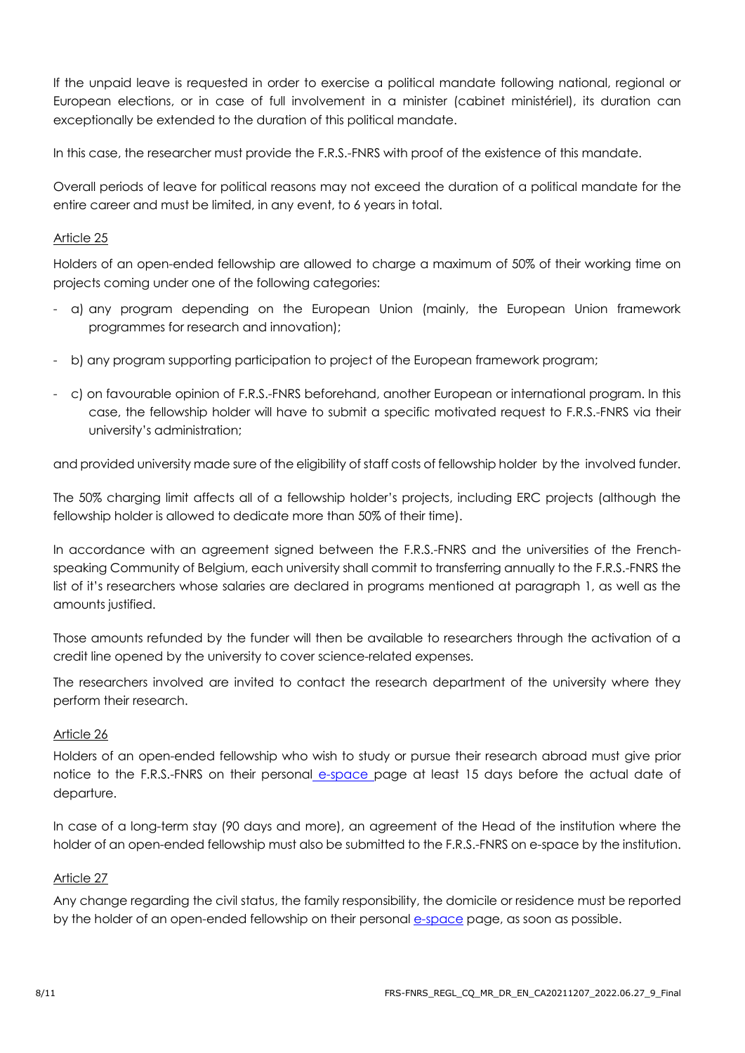If the unpaid leave is requested in order to exercise a political mandate following national, regional or European elections, or in case of full involvement in a minister (cabinet ministériel), its duration can exceptionally be extended to the duration of this political mandate.

In this case, the researcher must provide the F.R.S.-FNRS with proof of the existence of this mandate.

Overall periods of leave for political reasons may not exceed the duration of a political mandate for the entire career and must be limited, in any event, to 6 years in total.

Article 25

Holders of an open-ended fellowship are allowed to charge a maximum of 50% of their working time on projects coming under one of the following categories:

- a) any program depending on the European Union (mainly, the European Union framework programmes for research and innovation);
- b) any program supporting participation to project of the European framework program;
- c) on favourable opinion of F.R.S.-FNRS beforehand, another European or international program. In this case, the fellowship holder will have to submit a specific motivated request to F.R.S.-FNRS via their university's administration;

and provided university made sure of the eligibility of staff costs of fellowship holder by the involved funder.

The 50% charging limit affects all of a fellowship holder's projects, including ERC projects (although the fellowship holder is allowed to dedicate more than 50% of their time).

In accordance with an agreement signed between the F.R.S.-FNRS and the universities of the French-speaking Community of Belgium, each university shall commit to transferring annually to the F.R.S.-FNRS the list of it's researchers whose salaries are declared in programs mentioned at paragraph 1, as well as the amounts justified.

Those amounts refunded by the funder will then be available to researchers through the activation of a credit line opened by the university to cover science-related expenses.

The researchers involved are invited to contact the research department of the university where they perform their research.

Article 26

Holders of an open-ended fellowship who wish to study or pursue their research abroad must give prior notice to the F.R.S.-FNRS on their personal e-space page at least 15 days before the actual date of departure.

In case of a long-term stay (90 days and more), an agreement of the Head of the institution where the holder of an open-ended fellowship must also be submitted to the F.R.S.-FNRS on e-space by the institution.

Article 27

Any change regarding the civil status, the family responsibility, the domicile or residence must be reported by the holder of an open-ended fellowship on their personal e-space page, as soon as possible.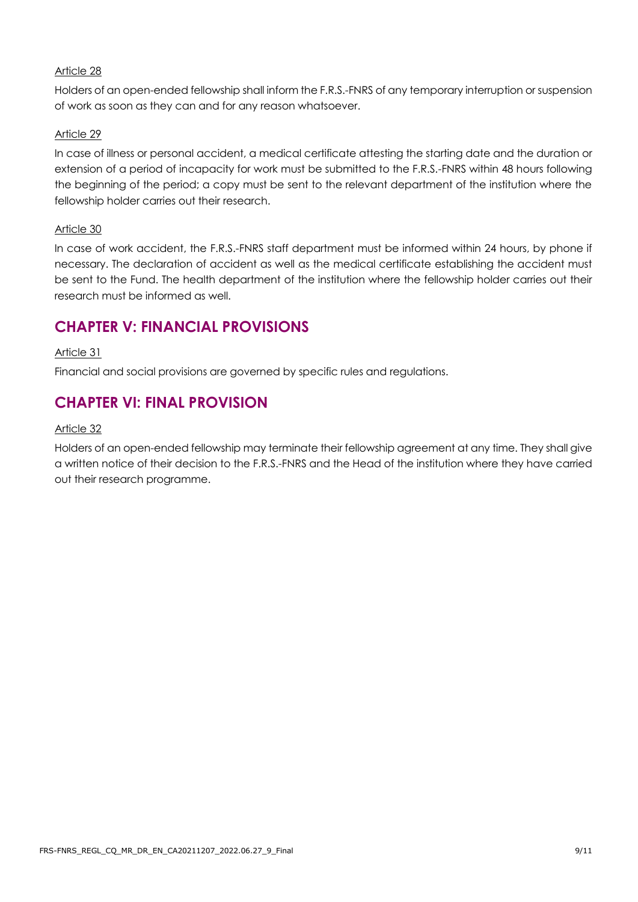Article 28

Holders of an open-ended fellowship shall inform the F.R.S.-FNRS of any temporary interruption or suspension of work as soon as they can and for any reason whatsoever.

Article 29

In case of illness or personal accident, a medical certificate attesting the starting date and the duration or extension of a period of incapacity for work must be submitted to the F.R.S.-FNRS within 48 hours following the beginning of the period; a copy must be sent to the relevant department of the institution where the fellowship holder carries out their research.

Article 30

In case of work accident, the F.R.S.-FNRS staff department must be informed within 24 hours, by phone if necessary. The declaration of accident as well as the medical certificate establishing the accident must be sent to the Fund. The health department of the institution where the fellowship holder carries out their research must be informed as well.

## CHAPTER V: FINANCIAL PROVISIONS

Article 31

Financial and social provisions are governed by specific rules and regulations.

## CHAPTER VI: FINAL PROVISION

Article 32

Holders of an open-ended fellowship may terminate their fellowship agreement at any time. They shall give a written notice of their decision to the F.R.S.-FNRS and the Head of the institution where they have carried out their research programme.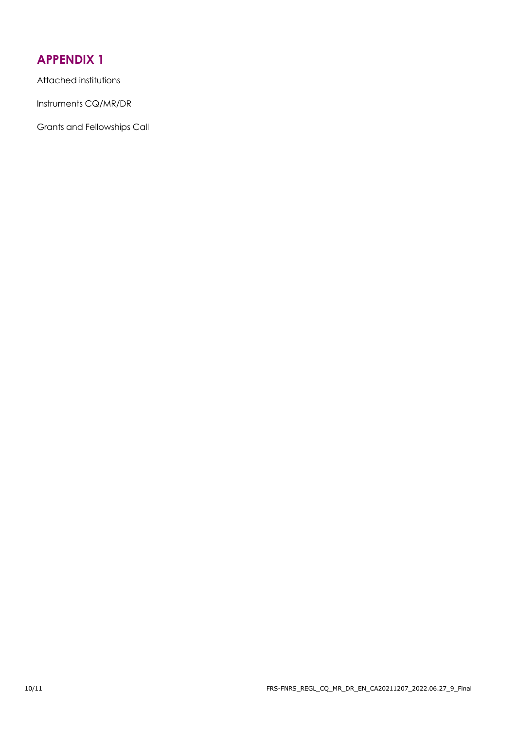# APPENDIX 1

Attached institutions

Instruments CQ/MR/DR

Grants and Fellowships Call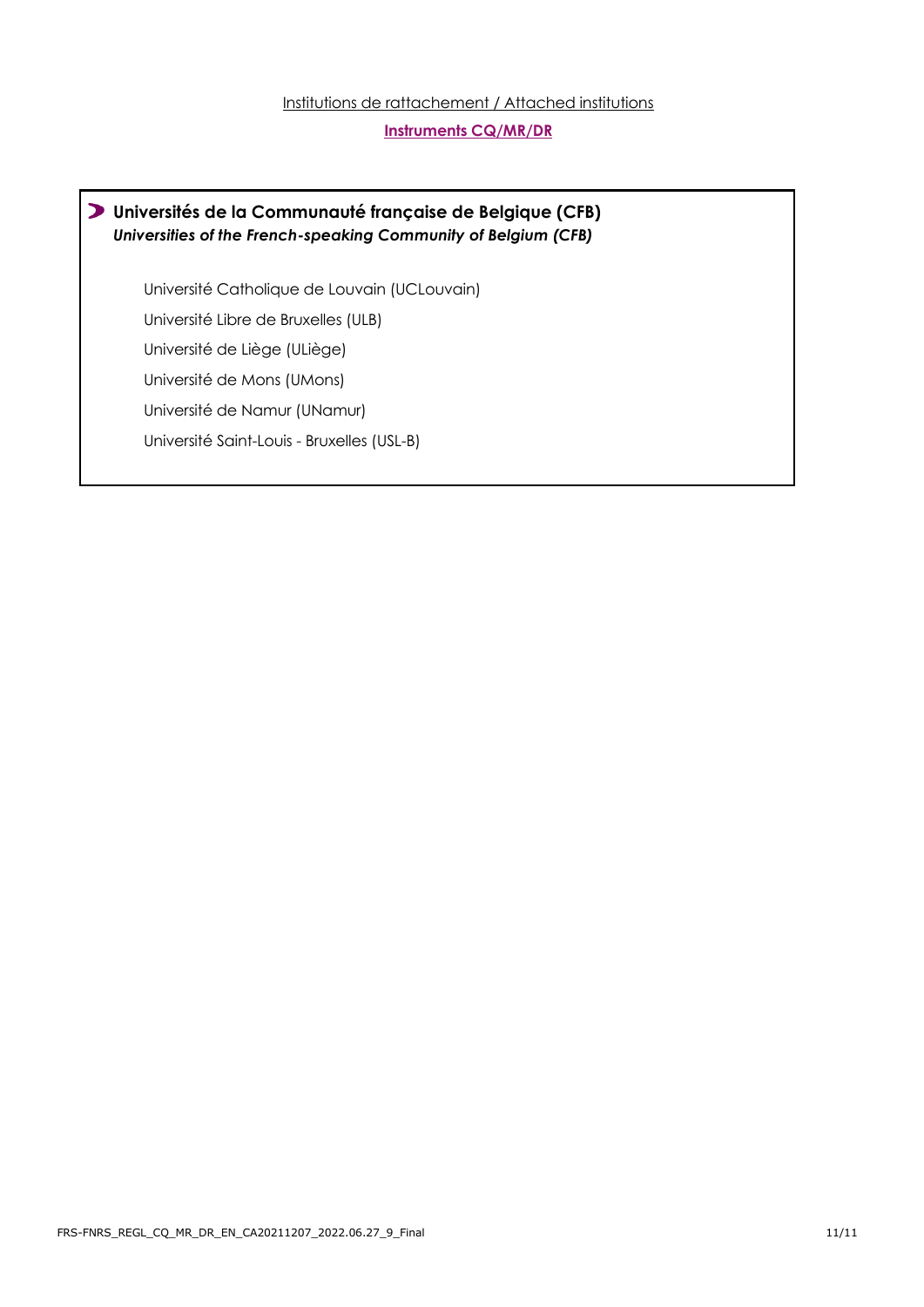Institutions de rattachement / Attached institutions

**Instruments CQ/MR/DR**

## Universités de la Communauté française de Belgique (CFB)

***Universities of the French-speaking Community of Belgium (CFB)***

Université Catholique de Louvain (UCLouvain)

Université Libre de Bruxelles (ULB)

Université de Liège (ULiège)

Université de Mons (UMons)

Université de Namur (UNamur)

Université Saint-Louis - Bruxelles (USL-B)